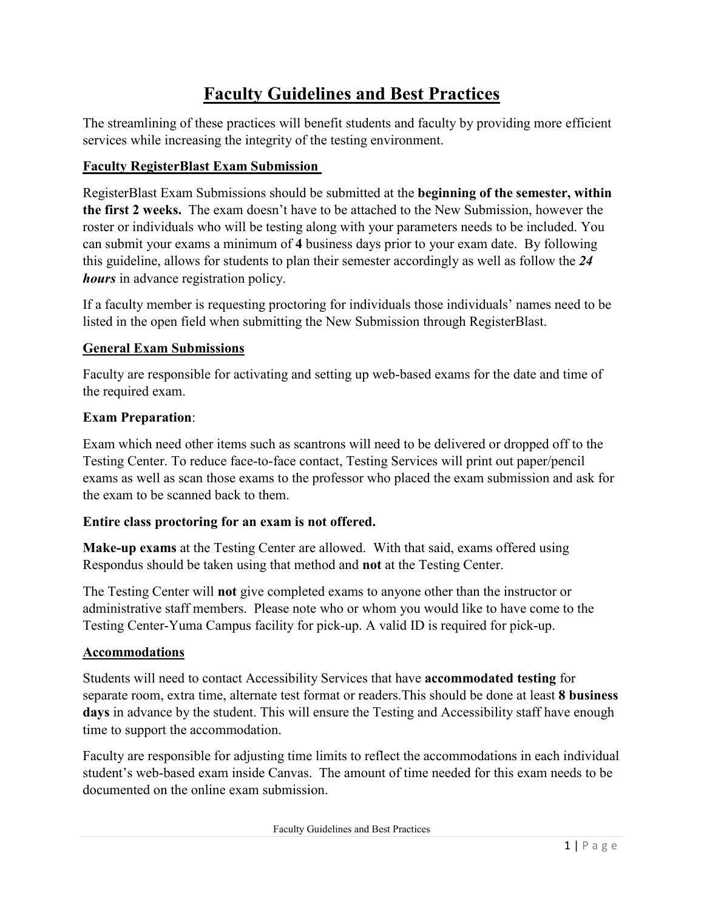# Faculty Guidelines and Best Practices

The streamlining of these practices will benefit students and faculty by providing more efficient services while increasing the integrity of the testing environment.

## Faculty RegisterBlast Exam Submission

RegisterBlast Exam Submissions should be submitted at the **beginning of the semester, within the first 2 weeks.** The exam doesn't have to be attached to the New Submission, however the roster or individuals who will be testing along with your parameters needs to be included. You can submit your exams a minimum of **4** business days prior to your exam date. By following this guideline, allows for students to plan their semester accordingly as well as follow the ***24 hours*** in advance registration policy.

If a faculty member is requesting proctoring for individuals those individuals' names need to be listed in the open field when submitting the New Submission through RegisterBlast.

## General Exam Submissions

Faculty are responsible for activating and setting up web-based exams for the date and time of the required exam.

**Exam Preparation**:

Exam which need other items such as scantrons will need to be delivered or dropped off to the Testing Center. To reduce face-to-face contact, Testing Services will print out paper/pencil exams as well as scan those exams to the professor who placed the exam submission and ask for the exam to be scanned back to them.

**Entire class proctoring for an exam is not offered.**

**Make-up exams** at the Testing Center are allowed. With that said, exams offered using Respondus should be taken using that method and **not** at the Testing Center.

The Testing Center will **not** give completed exams to anyone other than the instructor or administrative staff members. Please note who or whom you would like to have come to the Testing Center-Yuma Campus facility for pick-up. A valid ID is required for pick-up.

## Accommodations

Students will need to contact Accessibility Services that have **accommodated testing** for separate room, extra time, alternate test format or readers.This should be done at least **8 business days** in advance by the student. This will ensure the Testing and Accessibility staff have enough time to support the accommodation.

Faculty are responsible for adjusting time limits to reflect the accommodations in each individual student's web-based exam inside Canvas. The amount of time needed for this exam needs to be documented on the online exam submission.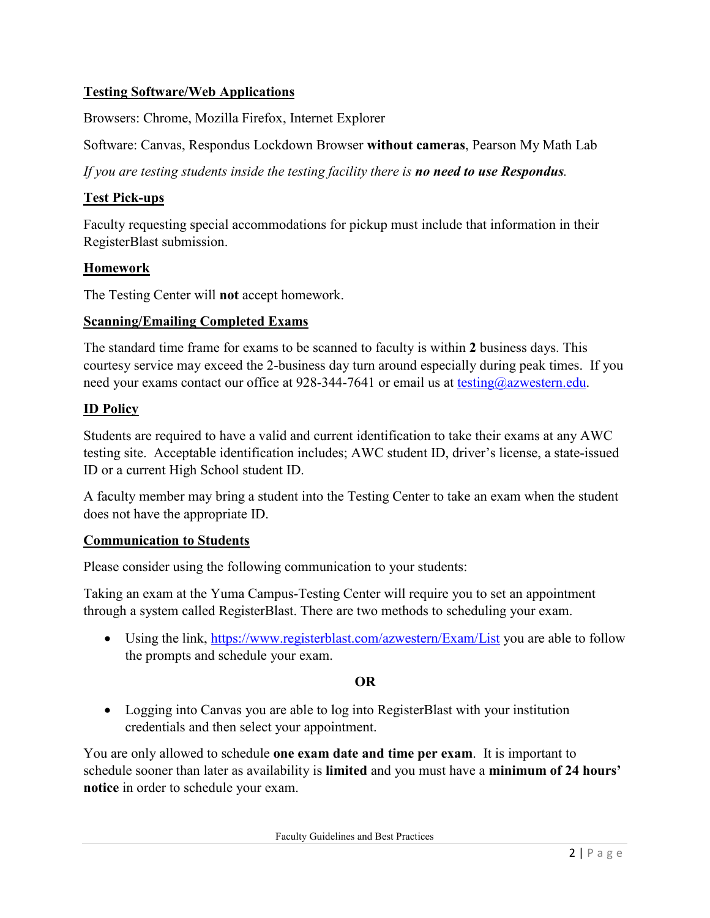## Testing Software/Web Applications

Browsers: Chrome, Mozilla Firefox, Internet Explorer

Software: Canvas, Respondus Lockdown Browser **without cameras**, Pearson My Math Lab

*If you are testing students inside the testing facility there is **no need to use Respondus**.*

## Test Pick-ups

Faculty requesting special accommodations for pickup must include that information in their RegisterBlast submission.

## Homework

The Testing Center will **not** accept homework.

## Scanning/Emailing Completed Exams

The standard time frame for exams to be scanned to faculty is within **2** business days. This courtesy service may exceed the 2-business day turn around especially during peak times. If you need your exams contact our office at 928-344-7641 or email us at testing@azwestern.edu.

## ID Policy

Students are required to have a valid and current identification to take their exams at any AWC testing site. Acceptable identification includes; AWC student ID, driver's license, a state-issued ID or a current High School student ID.

A faculty member may bring a student into the Testing Center to take an exam when the student does not have the appropriate ID.

## Communication to Students

Please consider using the following communication to your students:

Taking an exam at the Yuma Campus-Testing Center will require you to set an appointment through a system called RegisterBlast. There are two methods to scheduling your exam.

- Using the link, https://www.registerblast.com/azwestern/Exam/List you are able to follow the prompts and schedule your exam.

**OR**

- Logging into Canvas you are able to log into RegisterBlast with your institution credentials and then select your appointment.

You are only allowed to schedule **one exam date and time per exam**. It is important to schedule sooner than later as availability is **limited** and you must have a **minimum of 24 hours' notice** in order to schedule your exam.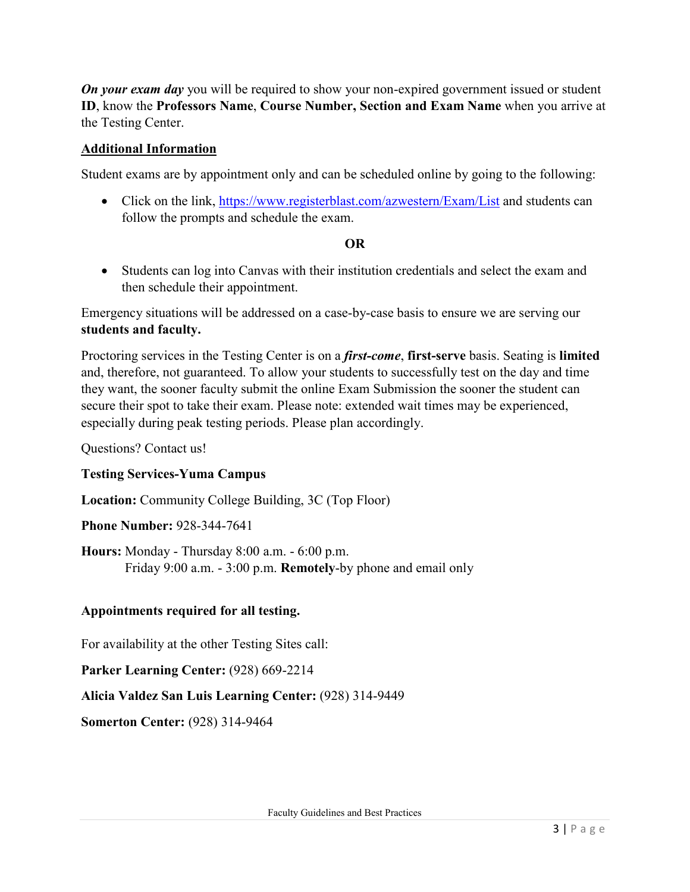***On your exam day*** you will be required to show your non-expired government issued or student **ID**, know the **Professors Name**, **Course Number, Section and Exam Name** when you arrive at the Testing Center.

**Additional Information**

Student exams are by appointment only and can be scheduled online by going to the following:

- Click on the link, [https://www.registerblast.com/azwestern/Exam/List](https://www.registerblast.com/azwestern/Exam/List) and students can follow the prompts and schedule the exam.

**OR**

- Students can log into Canvas with their institution credentials and select the exam and then schedule their appointment.

Emergency situations will be addressed on a case-by-case basis to ensure we are serving our **students and faculty.**

Proctoring services in the Testing Center is on a ***first-come***, **first-serve** basis. Seating is **limited** and, therefore, not guaranteed. To allow your students to successfully test on the day and time they want, the sooner faculty submit the online Exam Submission the sooner the student can secure their spot to take their exam. Please note: extended wait times may be experienced, especially during peak testing periods. Please plan accordingly.

Questions? Contact us!

**Testing Services-Yuma Campus**

**Location:** Community College Building, 3C (Top Floor)

**Phone Number:** 928-344-7641

**Hours:** Monday - Thursday 8:00 a.m. - 6:00 p.m.
Friday 9:00 a.m. - 3:00 p.m. **Remotely**-by phone and email only

**Appointments required for all testing.**

For availability at the other Testing Sites call:

**Parker Learning Center:** (928) 669-2214

**Alicia Valdez San Luis Learning Center:** (928) 314-9449

**Somerton Center:** (928) 314-9464